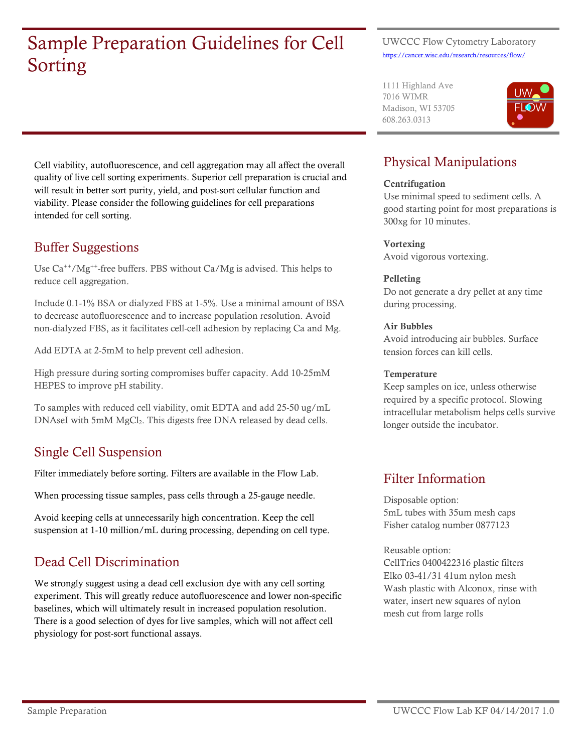# Sample Preparation Guidelines for Cell Sorting

UWCCC Flow Cytometry Laboratory
https://cancer.wisc.edu/research/resources/flow/

1111 Highland Ave
7016 WIMR
Madison, WI 53705
608.263.0313

Cell viability, autofluorescence, and cell aggregation may all affect the overall quality of live cell sorting experiments. Superior cell preparation is crucial and will result in better sort purity, yield, and post-sort cellular function and viability. Please consider the following guidelines for cell preparations intended for cell sorting.

## Buffer Suggestions

Use $Ca^{++}/Mg^{++}$-free buffers. PBS without Ca/Mg is advised. This helps to reduce cell aggregation.

Include 0.1-1% BSA or dialyzed FBS at 1-5%. Use a minimal amount of BSA to decrease autofluorescence and to increase population resolution. Avoid non-dialyzed FBS, as it facilitates cell-cell adhesion by replacing Ca and Mg.

Add EDTA at 2-5mM to help prevent cell adhesion.

High pressure during sorting compromises buffer capacity. Add 10-25mM HEPES to improve pH stability.

To samples with reduced cell viability, omit EDTA and add 25-50 ug/mL DNAseI with 5mM $MgCl_2$. This digests free DNA released by dead cells.

## Single Cell Suspension

Filter immediately before sorting. Filters are available in the Flow Lab.

When processing tissue samples, pass cells through a 25-gauge needle.

Avoid keeping cells at unnecessarily high concentration. Keep the cell suspension at 1-10 million/mL during processing, depending on cell type.

## Dead Cell Discrimination

We strongly suggest using a dead cell exclusion dye with any cell sorting experiment. This will greatly reduce autofluorescence and lower non-specific baselines, which will ultimately result in increased population resolution. There is a good selection of dyes for live samples, which will not affect cell physiology for post-sort functional assays.

## Physical Manipulations

**Centrifugation**
Use minimal speed to sediment cells. A good starting point for most preparations is 300xg for 10 minutes.

**Vortexing**
Avoid vigorous vortexing.

**Pelleting**
Do not generate a dry pellet at any time during processing.

**Air Bubbles**
Avoid introducing air bubbles. Surface tension forces can kill cells.

**Temperature**
Keep samples on ice, unless otherwise required by a specific protocol. Slowing intracellular metabolism helps cells survive longer outside the incubator.

## Filter Information

Disposable option:
5mL tubes with 35um mesh caps
Fisher catalog number 0877123

Reusable option:
CellTrics 0400422316 plastic filters
Elko 03-41/31 41um nylon mesh
Wash plastic with Alconox, rinse with water, insert new squares of nylon mesh cut from large rolls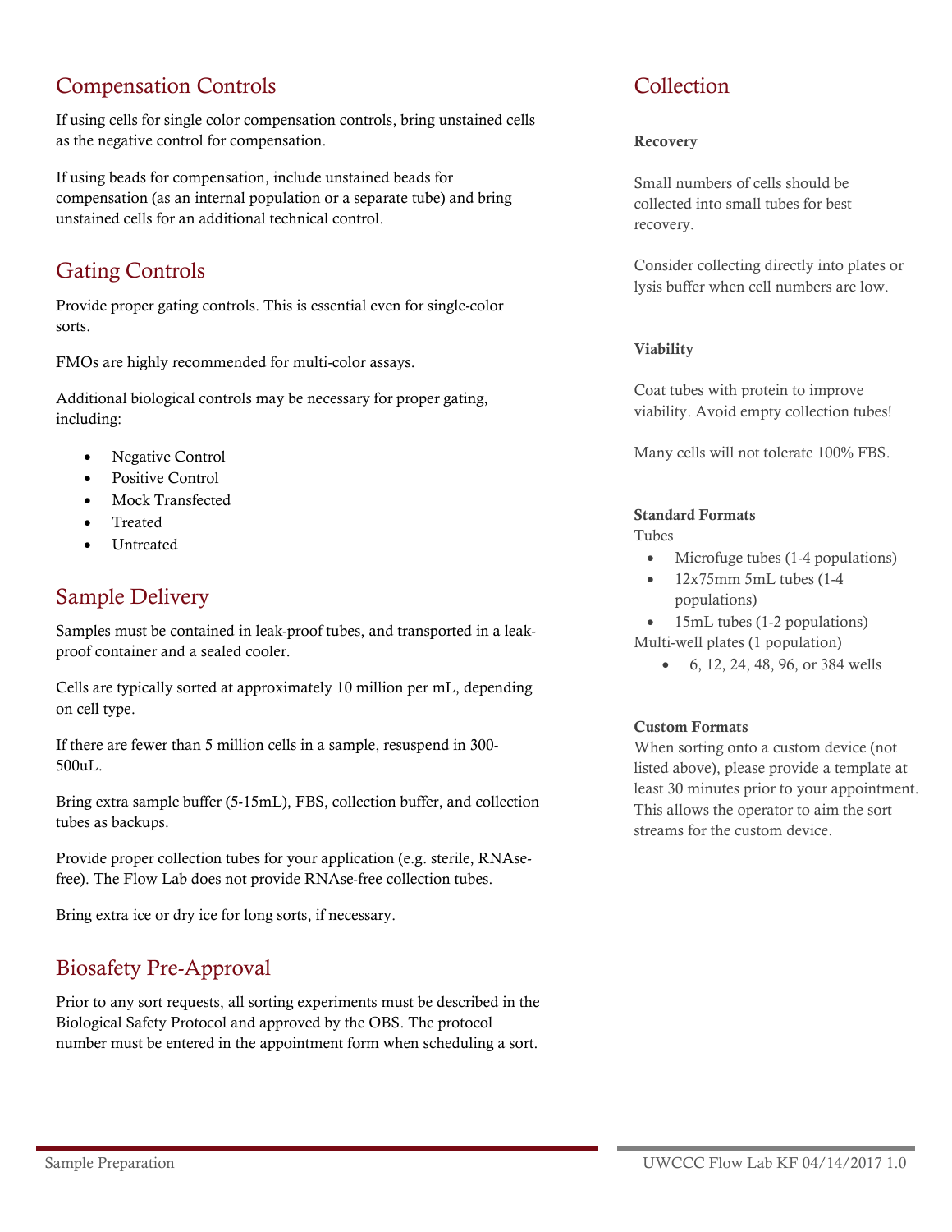## Compensation Controls

If using cells for single color compensation controls, bring unstained cells as the negative control for compensation.

If using beads for compensation, include unstained beads for compensation (as an internal population or a separate tube) and bring unstained cells for an additional technical control.

## Gating Controls

Provide proper gating controls. This is essential even for single-color sorts.

FMOs are highly recommended for multi-color assays.

Additional biological controls may be necessary for proper gating, including:

- Negative Control
- Positive Control
- Mock Transfected
- Treated
- Untreated

## Sample Delivery

Samples must be contained in leak-proof tubes, and transported in a leak-proof container and a sealed cooler.

Cells are typically sorted at approximately 10 million per mL, depending on cell type.

If there are fewer than 5 million cells in a sample, resuspend in 300-500uL.

Bring extra sample buffer (5-15mL), FBS, collection buffer, and collection tubes as backups.

Provide proper collection tubes for your application (e.g. sterile, RNAse-free). The Flow Lab does not provide RNAse-free collection tubes.

Bring extra ice or dry ice for long sorts, if necessary.

## Biosafety Pre-Approval

Prior to any sort requests, all sorting experiments must be described in the Biological Safety Protocol and approved by the OBS. The protocol number must be entered in the appointment form when scheduling a sort.

## Collection

**Recovery**

Small numbers of cells should be collected into small tubes for best recovery.

Consider collecting directly into plates or lysis buffer when cell numbers are low.

**Viability**

Coat tubes with protein to improve viability. Avoid empty collection tubes!

Many cells will not tolerate 100% FBS.

**Standard Formats**

Tubes

- Microfuge tubes (1-4 populations)
- 12x75mm 5mL tubes (1-4 populations)
- 15mL tubes (1-2 populations)

Multi-well plates (1 population)

- 6, 12, 24, 48, 96, or 384 wells

**Custom Formats**

When sorting onto a custom device (not listed above), please provide a template at least 30 minutes prior to your appointment. This allows the operator to aim the sort streams for the custom device.